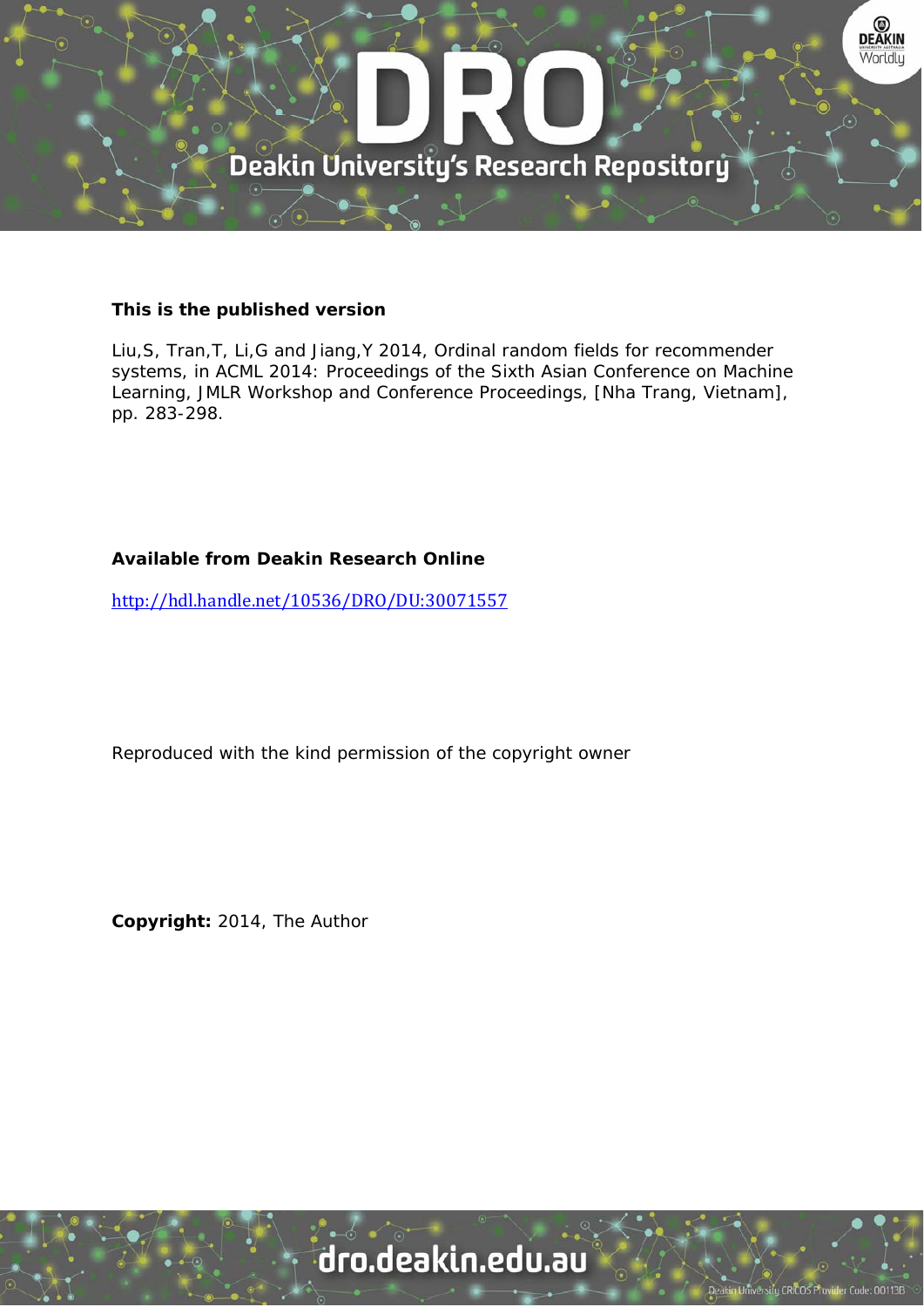**This is the published version**

Liu,S, Tran,T, Li,G and Jiang,Y 2014, Ordinal random fields for recommender systems, in ACML 2014: Proceedings of the Sixth Asian Conference on Machine Learning, JMLR Workshop and Conference Proceedings, [Nha Trang, Vietnam], pp. 283-298.

**Available from Deakin Research Online**

http://hdl.handle.net/10536/DRO/DU:30071557

Reproduced with the kind permission of the copyright owner

**Copyright:** 2014, The Author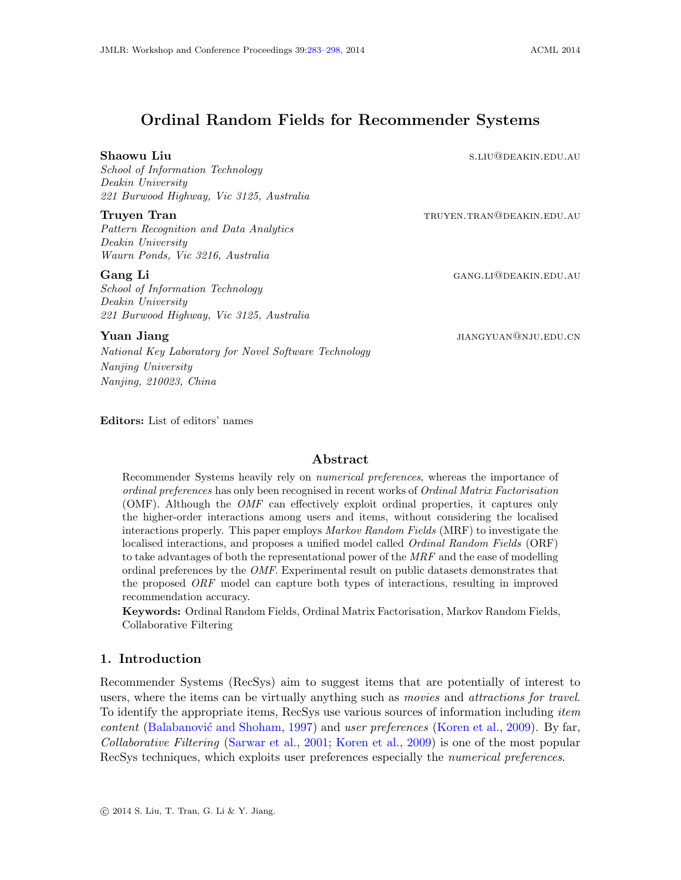# Ordinal Random Fields for Recommender Systems

**Shaowu Liu** S.LIU@DEAKIN.EDU.AU
*School of Information Technology*
*Deakin University*
*221 Burwood Highway, Vic 3125, Australia*

**Truyen Tran** TRUYEN.TRAN@DEAKIN.EDU.AU
*Pattern Recognition and Data Analytics*
*Deakin University*
*Waurn Ponds, Vic 3216, Australia*

**Gang Li** GANG.LI@DEAKIN.EDU.AU
*School of Information Technology*
*Deakin University*
*221 Burwood Highway, Vic 3125, Australia*

**Yuan Jiang** JIANGYUAN@NJU.EDU.CN
*National Key Laboratory for Novel Software Technology*
*Nanjing University*
*Nanjing, 210023, China*

**Editors:** List of editors' names

## Abstract

Recommender Systems heavily rely on *numerical preferences*, whereas the importance of *ordinal preferences* has only been recognised in recent works of *Ordinal Matrix Factorisation* (OMF). Although the *OMF* can effectively exploit ordinal properties, it captures only the higher-order interactions among users and items, without considering the localised interactions properly. This paper employs *Markov Random Fields* (MRF) to investigate the localised interactions, and proposes a unified model called *Ordinal Random Fields* (ORF) to take advantages of both the representational power of the *MRF* and the ease of modelling ordinal preferences by the *OMF*. Experimental result on public datasets demonstrates that the proposed *ORF* model can capture both types of interactions, resulting in improved recommendation accuracy.

**Keywords:** Ordinal Random Fields, Ordinal Matrix Factorisation, Markov Random Fields, Collaborative Filtering

## 1. Introduction

Recommender Systems (RecSys) aim to suggest items that are potentially of interest to users, where the items can be virtually anything such as *movies* and *attractions for travel*. To identify the appropriate items, RecSys use various sources of information including *item content* (Balabanović and Shoham, 1997) and *user preferences* (Koren et al., 2009). By far, *Collaborative Filtering* (Sarwar et al., 2001; Koren et al., 2009) is one of the most popular RecSys techniques, which exploits user preferences especially the *numerical preferences*.

© 2014 S. Liu, T. Tran, G. Li & Y. Jiang.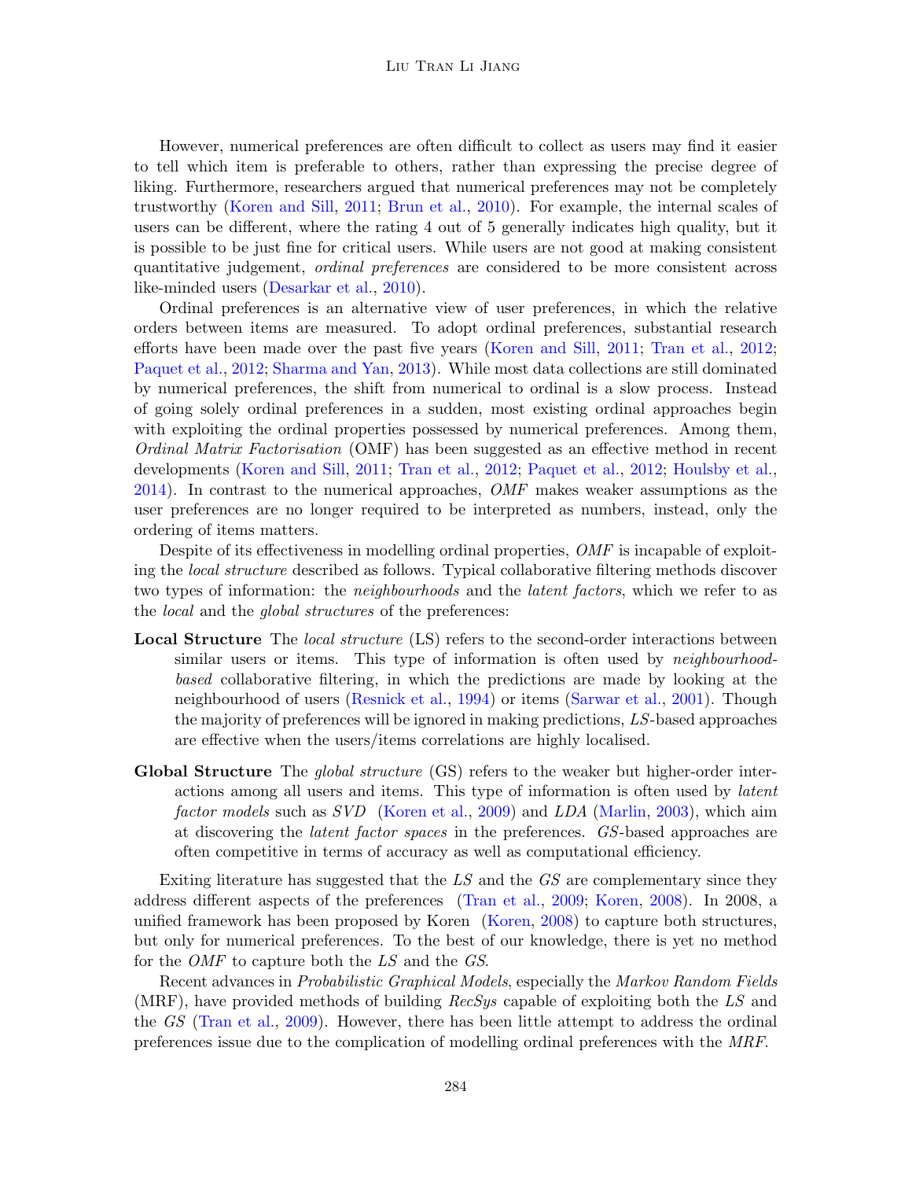However, numerical preferences are often difficult to collect as users may find it easier to tell which item is preferable to others, rather than expressing the precise degree of liking. Furthermore, researchers argued that numerical preferences may not be completely trustworthy (Koren and Sill, 2011; Brun et al., 2010). For example, the internal scales of users can be different, where the rating 4 out of 5 generally indicates high quality, but it is possible to be just fine for critical users. While users are not good at making consistent quantitative judgement, *ordinal preferences* are considered to be more consistent across like-minded users (Desarkar et al., 2010).

Ordinal preferences is an alternative view of user preferences, in which the relative orders between items are measured. To adopt ordinal preferences, substantial research efforts have been made over the past five years (Koren and Sill, 2011; Tran et al., 2012; Paquet et al., 2012; Sharma and Yan, 2013). While most data collections are still dominated by numerical preferences, the shift from numerical to ordinal is a slow process. Instead of going solely ordinal preferences in a sudden, most existing ordinal approaches begin with exploiting the ordinal properties possessed by numerical preferences. Among them, *Ordinal Matrix Factorisation* (OMF) has been suggested as an effective method in recent developments (Koren and Sill, 2011; Tran et al., 2012; Paquet et al., 2012; Houlsby et al., 2014). In contrast to the numerical approaches, *OMF* makes weaker assumptions as the user preferences are no longer required to be interpreted as numbers, instead, only the ordering of items matters.

Despite of its effectiveness in modelling ordinal properties, *OMF* is incapable of exploiting the *local structure* described as follows. Typical collaborative filtering methods discover two types of information: the *neighbourhoods* and the *latent factors*, which we refer to as the *local* and the *global structures* of the preferences:

**Local Structure** The *local structure* (LS) refers to the second-order interactions between similar users or items. This type of information is often used by *neighbourhood-based* collaborative filtering, in which the predictions are made by looking at the neighbourhood of users (Resnick et al., 1994) or items (Sarwar et al., 2001). Though the majority of preferences will be ignored in making predictions, *LS*-based approaches are effective when the users/items correlations are highly localised.

**Global Structure** The *global structure* (GS) refers to the weaker but higher-order interactions among all users and items. This type of information is often used by *latent factor models* such as *SVD* (Koren et al., 2009) and *LDA* (Marlin, 2003), which aim at discovering the *latent factor spaces* in the preferences. *GS*-based approaches are often competitive in terms of accuracy as well as computational efficiency.

Exiting literature has suggested that the *LS* and the *GS* are complementary since they address different aspects of the preferences (Tran et al., 2009; Koren, 2008). In 2008, a unified framework has been proposed by Koren (Koren, 2008) to capture both structures, but only for numerical preferences. To the best of our knowledge, there is yet no method for the *OMF* to capture both the *LS* and the *GS*.

Recent advances in *Probabilistic Graphical Models*, especially the *Markov Random Fields* (MRF), have provided methods of building *RecSys* capable of exploiting both the *LS* and the *GS* (Tran et al., 2009). However, there has been little attempt to address the ordinal preferences issue due to the complication of modelling ordinal preferences with the *MRF*.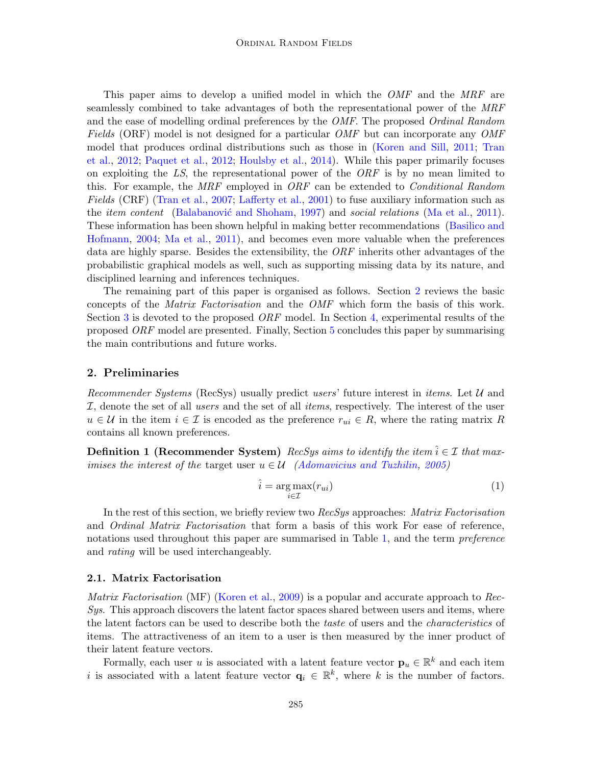This paper aims to develop a unified model in which the *OMF* and the *MRF* are seamlessly combined to take advantages of both the representational power of the *MRF* and the ease of modelling ordinal preferences by the *OMF*. The proposed *Ordinal Random Fields* (ORF) model is not designed for a particular *OMF* but can incorporate any *OMF* model that produces ordinal distributions such as those in (Koren and Sill, 2011; Tran et al., 2012; Paquet et al., 2012; Houlsby et al., 2014). While this paper primarily focuses on exploiting the *LS*, the representational power of the *ORF* is by no mean limited to this. For example, the *MRF* employed in *ORF* can be extended to *Conditional Random Fields* (CRF) (Tran et al., 2007; Lafferty et al., 2001) to fuse auxiliary information such as the *item content* (Balabanović and Shoham, 1997) and *social relations* (Ma et al., 2011). These information has been shown helpful in making better recommendations (Basilico and Hofmann, 2004; Ma et al., 2011), and becomes even more valuable when the preferences data are highly sparse. Besides the extensibility, the *ORF* inherits other advantages of the probabilistic graphical models as well, such as supporting missing data by its nature, and disciplined learning and inferences techniques.

The remaining part of this paper is organised as follows. Section 2 reviews the basic concepts of the *Matrix Factorisation* and the *OMF* which form the basis of this work. Section 3 is devoted to the proposed *ORF* model. In Section 4, experimental results of the proposed *ORF* model are presented. Finally, Section 5 concludes this paper by summarising the main contributions and future works.

## 2. Preliminaries

*Recommender Systems* (RecSys) usually predict *users*' future interest in *items*. Let $\mathcal{U}$ and $\mathcal{I}$, denote the set of all *users* and the set of all *items*, respectively. The interest of the user $u \in \mathcal{U}$ in the item $i \in \mathcal{I}$ is encoded as the preference $r_{ui} \in R$, where the rating matrix $R$ contains all known preferences.

**Definition 1 (Recommender System)** *RecSys aims to identify the item $\hat{i} \in \mathcal{I}$ that maximises the interest of the* target user $u \in \mathcal{U}$ *(Adomavicius and Tuzhilin, 2005)*

$$\hat{i} = \arg\max_{i \in \mathcal{I}} (r_{ui}) \tag{1}$$

In the rest of this section, we briefly review two *RecSys* approaches: *Matrix Factorisation* and *Ordinal Matrix Factorisation* that form a basis of this work For ease of reference, notations used throughout this paper are summarised in Table 1, and the term *preference* and *rating* will be used interchangeably.

### 2.1. Matrix Factorisation

*Matrix Factorisation* (MF) (Koren et al., 2009) is a popular and accurate approach to *RecSys*. This approach discovers the latent factor spaces shared between users and items, where the latent factors can be used to describe both the *taste* of users and the *characteristics* of items. The attractiveness of an item to a user is then measured by the inner product of their latent feature vectors.

Formally, each user $u$ is associated with a latent feature vector $\mathbf{p}_u \in \mathbb{R}^k$ and each item $i$ is associated with a latent feature vector $\mathbf{q}_i \in \mathbb{R}^k$, where $k$ is the number of factors.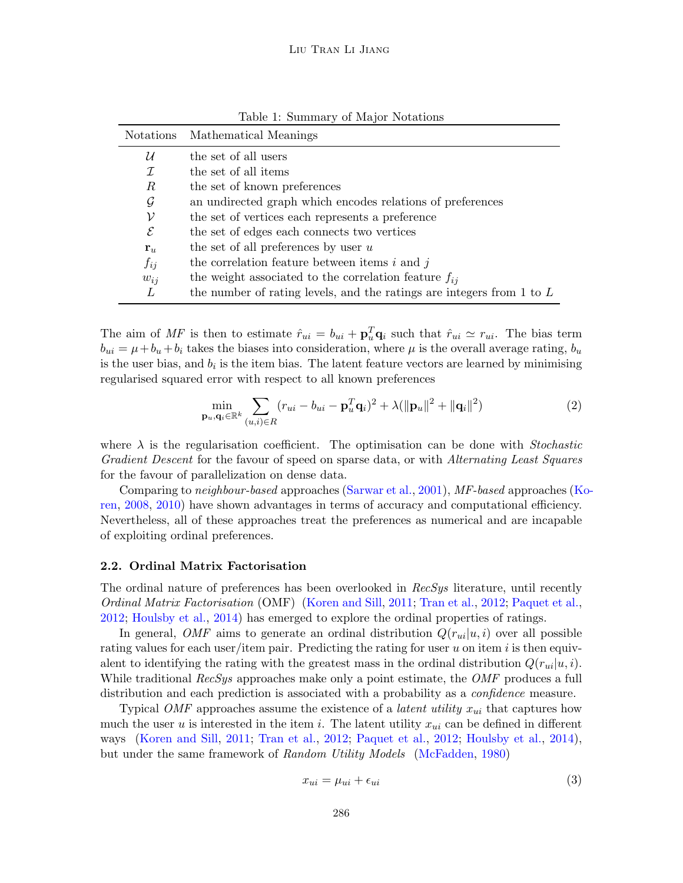Table 1: Summary of Major Notations

| Notations | Mathematical Meanings |
|---|---|
| $\mathcal{U}$ | the set of all users |
| $\mathcal{I}$ | the set of all items |
| $R$ | the set of known preferences |
| $\mathcal{G}$ | an undirected graph which encodes relations of preferences |
| $\mathcal{V}$ | the set of vertices each represents a preference |
| $\mathcal{E}$ | the set of edges each connects two vertices |
| $\mathbf{r}_u$ | the set of all preferences by user $u$ |
| $f_{ij}$ | the correlation feature between items $i$ and $j$ |
| $w_{ij}$ | the weight associated to the correlation feature $f_{ij}$ |
| $L$ | the number of rating levels, and the ratings are integers from 1 to $L$ |

The aim of *MF* is then to estimate $\hat{r}_{ui} = b_{ui} + \mathbf{p}_u^T \mathbf{q}_i$ such that $\hat{r}_{ui} \simeq r_{ui}$. The bias term $b_{ui} = \mu + b_u + b_i$ takes the biases into consideration, where $\mu$ is the overall average rating, $b_u$ is the user bias, and $b_i$ is the item bias. The latent feature vectors are learned by minimising regularised squared error with respect to all known preferences

$$\min_{\mathbf{p}_u, \mathbf{q}_i \in \mathbb{R}^k} \sum_{(u,i) \in R} (r_{ui} - b_{ui} - \mathbf{p}_u^T \mathbf{q}_i)^2 + \lambda(\|\mathbf{p}_u\|^2 + \|\mathbf{q}_i\|^2) \tag{2}$$

where $\lambda$ is the regularisation coefficient. The optimisation can be done with *Stochastic Gradient Descent* for the favour of speed on sparse data, or with *Alternating Least Squares* for the favour of parallelization on dense data.

Comparing to *neighbour-based* approaches (Sarwar et al., 2001), *MF-based* approaches (Koren, 2008, 2010) have shown advantages in terms of accuracy and computational efficiency. Nevertheless, all of these approaches treat the preferences as numerical and are incapable of exploiting ordinal preferences.

### 2.2. Ordinal Matrix Factorisation

The ordinal nature of preferences has been overlooked in *RecSys* literature, until recently *Ordinal Matrix Factorisation* (OMF) (Koren and Sill, 2011; Tran et al., 2012; Paquet et al., 2012; Houlsby et al., 2014) has emerged to explore the ordinal properties of ratings.

In general, *OMF* aims to generate an ordinal distribution $Q(r_{ui}|u, i)$ over all possible rating values for each user/item pair. Predicting the rating for user $u$ on item $i$ is then equivalent to identifying the rating with the greatest mass in the ordinal distribution $Q(r_{ui}|u, i)$. While traditional *RecSys* approaches make only a point estimate, the *OMF* produces a full distribution and each prediction is associated with a probability as a *confidence* measure.

Typical *OMF* approaches assume the existence of a *latent utility* $x_{ui}$ that captures how much the user $u$ is interested in the item $i$. The latent utility $x_{ui}$ can be defined in different ways (Koren and Sill, 2011; Tran et al., 2012; Paquet et al., 2012; Houlsby et al., 2014), but under the same framework of *Random Utility Models* (McFadden, 1980)

$$x_{ui} = \mu_{ui} + \epsilon_{ui} \tag{3}$$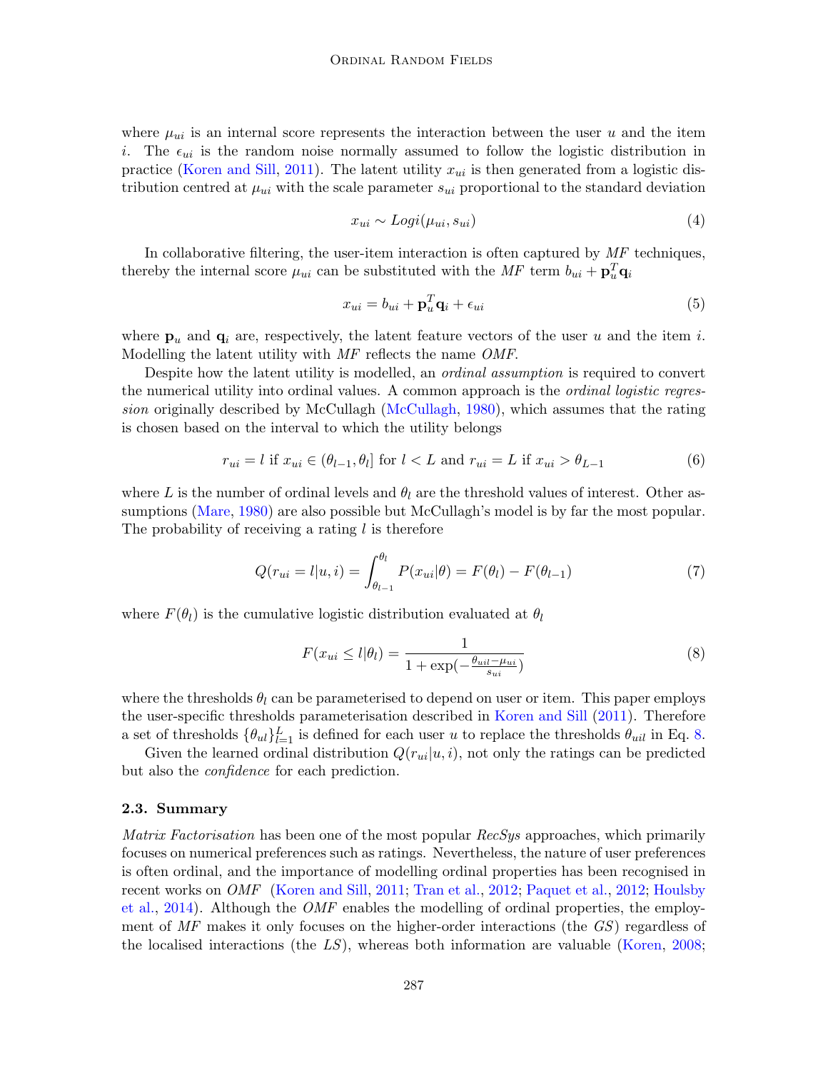where $\mu_{ui}$ is an internal score represents the interaction between the user $u$ and the item $i$. The $\epsilon_{ui}$ is the random noise normally assumed to follow the logistic distribution in practice (Koren and Sill, 2011). The latent utility $x_{ui}$ is then generated from a logistic distribution centred at $\mu_{ui}$ with the scale parameter $s_{ui}$ proportional to the standard deviation

$$x_{ui} \sim Logi(\mu_{ui}, s_{ui}) \tag{4}$$

In collaborative filtering, the user-item interaction is often captured by *MF* techniques, thereby the internal score $\mu_{ui}$ can be substituted with the *MF* term $b_{ui} + \mathbf{p}_u^T \mathbf{q}_i$

$$x_{ui} = b_{ui} + \mathbf{p}_u^T \mathbf{q}_i + \epsilon_{ui} \tag{5}$$

where $\mathbf{p}_u$ and $\mathbf{q}_i$ are, respectively, the latent feature vectors of the user $u$ and the item $i$. Modelling the latent utility with *MF* reflects the name *OMF*.

Despite how the latent utility is modelled, an *ordinal assumption* is required to convert the numerical utility into ordinal values. A common approach is the *ordinal logistic regression* originally described by McCullagh (McCullagh, 1980), which assumes that the rating is chosen based on the interval to which the utility belongs

$$r_{ui} = l \text{ if } x_{ui} \in (\theta_{l-1}, \theta_l] \text{ for } l < L \text{ and } r_{ui} = L \text{ if } x_{ui} > \theta_{L-1} \tag{6}$$

where $L$ is the number of ordinal levels and $\theta_l$ are the threshold values of interest. Other assumptions (Mare, 1980) are also possible but McCullagh's model is by far the most popular. The probability of receiving a rating $l$ is therefore

$$Q(r_{ui} = l | u, i) = \int_{\theta_{l-1}}^{\theta_l} P(x_{ui}|\theta) = F(\theta_l) - F(\theta_{l-1}) \tag{7}$$

where $F(\theta_l)$ is the cumulative logistic distribution evaluated at $\theta_l$

$$F(x_{ui} \leq l | \theta_l) = \frac{1}{1 + \exp(-\frac{\theta_{uil} - \mu_{ui}}{s_{ui}})} \tag{8}$$

where the thresholds $\theta_l$ can be parameterised to depend on user or item. This paper employs the user-specific thresholds parameterisation described in Koren and Sill (2011). Therefore a set of thresholds $\{\theta_{ul}\}_{l=1}^{L}$ is defined for each user $u$ to replace the thresholds $\theta_{uil}$ in Eq. 8.

Given the learned ordinal distribution $Q(r_{ui}|u, i)$, not only the ratings can be predicted but also the *confidence* for each prediction.

### 2.3. Summary

*Matrix Factorisation* has been one of the most popular *RecSys* approaches, which primarily focuses on numerical preferences such as ratings. Nevertheless, the nature of user preferences is often ordinal, and the importance of modelling ordinal properties has been recognised in recent works on *OMF* (Koren and Sill, 2011; Tran et al., 2012; Paquet et al., 2012; Houlsby et al., 2014). Although the *OMF* enables the modelling of ordinal properties, the employment of *MF* makes it only focuses on the higher-order interactions (the *GS*) regardless of the localised interactions (the *LS*), whereas both information are valuable (Koren, 2008;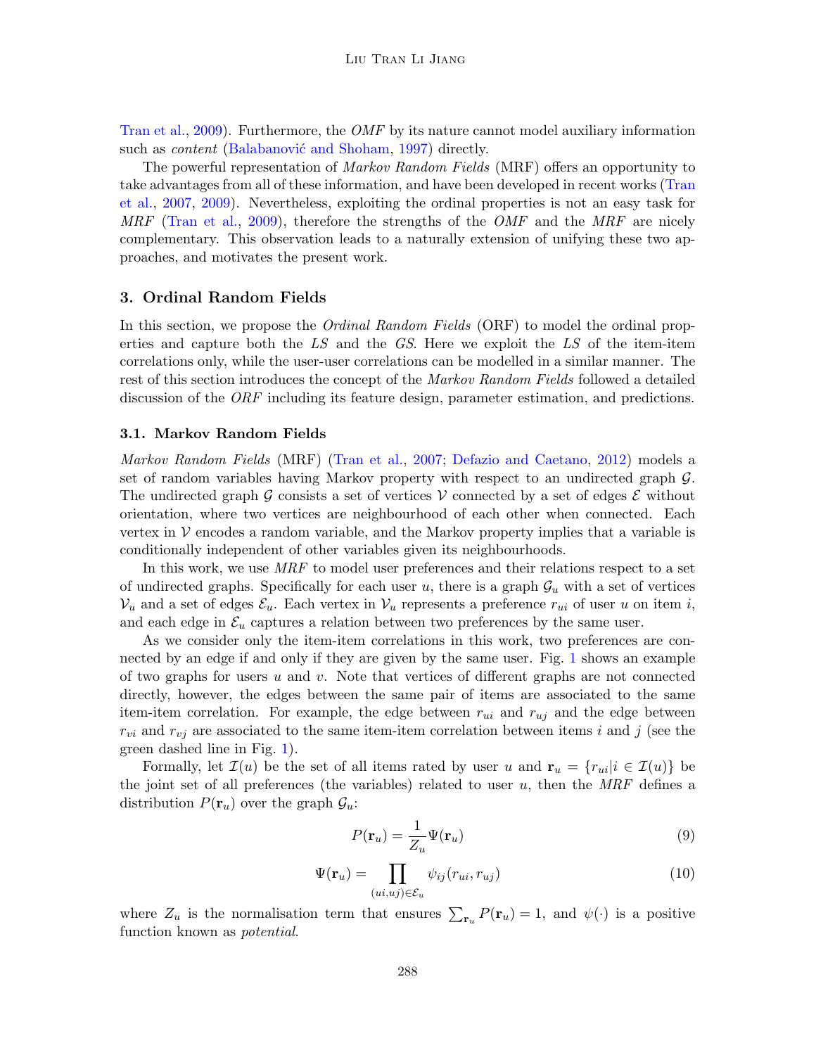Tran et al., 2009). Furthermore, the *OMF* by its nature cannot model auxiliary information such as *content* (Balabanović and Shoham, 1997) directly.

The powerful representation of *Markov Random Fields* (MRF) offers an opportunity to take advantages from all of these information, and have been developed in recent works (Tran et al., 2007, 2009). Nevertheless, exploiting the ordinal properties is not an easy task for *MRF* (Tran et al., 2009), therefore the strengths of the *OMF* and the *MRF* are nicely complementary. This observation leads to a naturally extension of unifying these two approaches, and motivates the present work.

## 3. Ordinal Random Fields

In this section, we propose the *Ordinal Random Fields* (ORF) to model the ordinal properties and capture both the *LS* and the *GS*. Here we exploit the *LS* of the item-item correlations only, while the user-user correlations can be modelled in a similar manner. The rest of this section introduces the concept of the *Markov Random Fields* followed a detailed discussion of the *ORF* including its feature design, parameter estimation, and predictions.

### 3.1. Markov Random Fields

*Markov Random Fields* (MRF) (Tran et al., 2007; Defazio and Caetano, 2012) models a set of random variables having Markov property with respect to an undirected graph $\mathcal{G}$. The undirected graph $\mathcal{G}$ consists a set of vertices $\mathcal{V}$ connected by a set of edges $\mathcal{E}$ without orientation, where two vertices are neighbourhood of each other when connected. Each vertex in $\mathcal{V}$ encodes a random variable, and the Markov property implies that a variable is conditionally independent of other variables given its neighbourhoods.

In this work, we use *MRF* to model user preferences and their relations respect to a set of undirected graphs. Specifically for each user $u$, there is a graph $\mathcal{G}_u$ with a set of vertices $\mathcal{V}_u$ and a set of edges $\mathcal{E}_u$. Each vertex in $\mathcal{V}_u$ represents a preference $r_{ui}$ of user $u$ on item $i$, and each edge in $\mathcal{E}_u$ captures a relation between two preferences by the same user.

As we consider only the item-item correlations in this work, two preferences are connected by an edge if and only if they are given by the same user. Fig. 1 shows an example of two graphs for users $u$ and $v$. Note that vertices of different graphs are not connected directly, however, the edges between the same pair of items are associated to the same item-item correlation. For example, the edge between $r_{ui}$ and $r_{uj}$ and the edge between $r_{vi}$ and $r_{vj}$ are associated to the same item-item correlation between items $i$ and $j$ (see the green dashed line in Fig. 1).

Formally, let $\mathcal{I}(u)$ be the set of all items rated by user $u$ and $\mathbf{r}_u = \{r_{ui} | i \in \mathcal{I}(u)\}$ be the joint set of all preferences (the variables) related to user $u$, then the *MRF* defines a distribution $P(\mathbf{r}_u)$ over the graph $\mathcal{G}_u$:

$$P(\mathbf{r}_u) = \frac{1}{Z_u} \Psi(\mathbf{r}_u) \tag{9}$$

$$\Psi(\mathbf{r}_u) = \prod_{(ui,uj) \in \mathcal{E}_u} \psi_{ij}(r_{ui}, r_{uj}) \tag{10}$$

where $Z_u$ is the normalisation term that ensures $\sum_{\mathbf{r}_u} P(\mathbf{r}_u) = 1$, and $\psi(\cdot)$ is a positive function known as *potential*.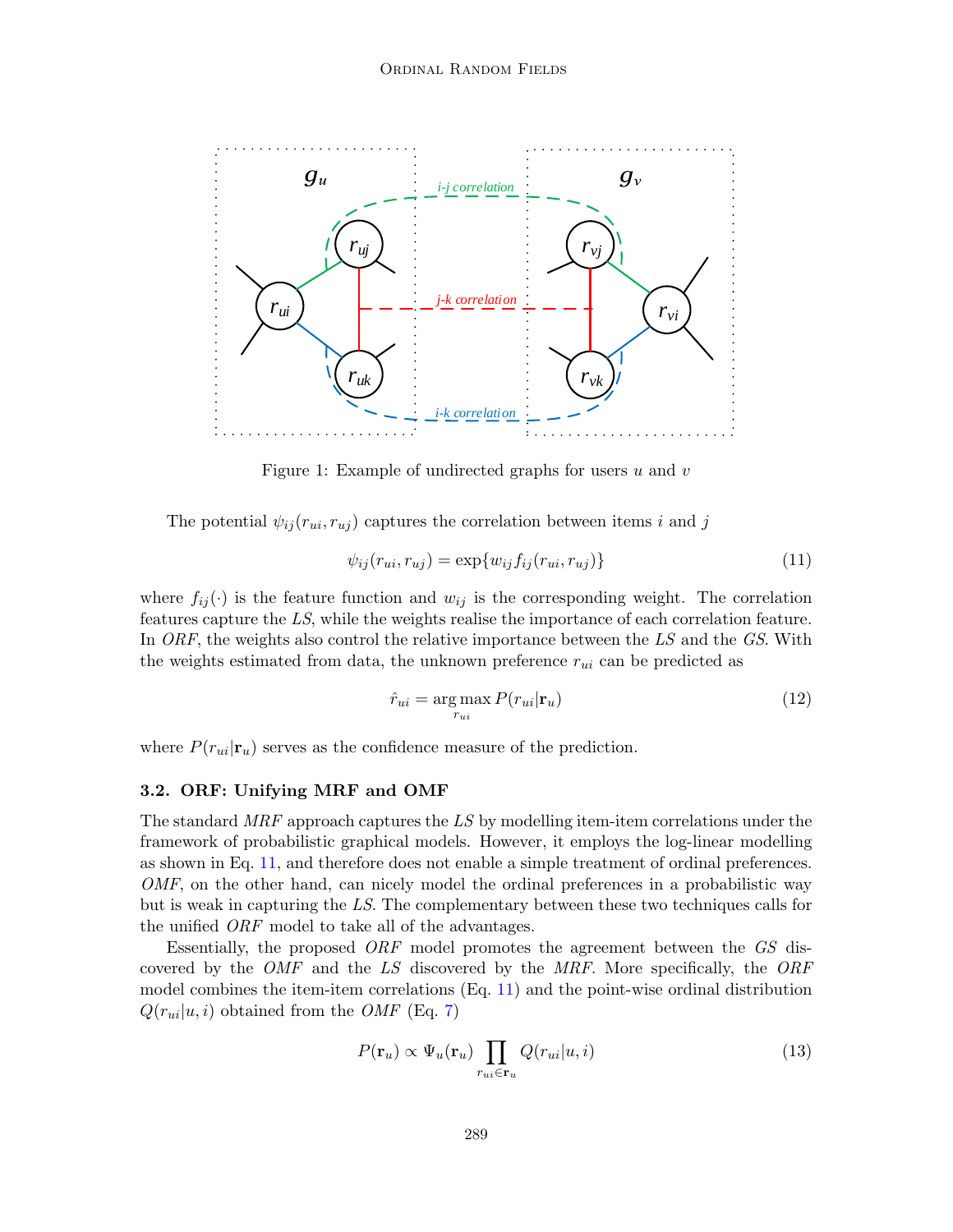Figure 1: Example of undirected graphs for users $u$ and $v$

The potential $\psi_{ij}(r_{ui}, r_{uj})$ captures the correlation between items $i$ and $j$

$$\psi_{ij}(r_{ui}, r_{uj}) = \exp\{w_{ij} f_{ij}(r_{ui}, r_{uj})\} \tag{11}$$

where $f_{ij}(\cdot)$ is the feature function and $w_{ij}$ is the corresponding weight. The correlation features capture the *LS*, while the weights realise the importance of each correlation feature. In *ORF*, the weights also control the relative importance between the *LS* and the *GS*. With the weights estimated from data, the unknown preference $r_{ui}$ can be predicted as

$$\hat{r}_{ui} = \arg\max_{r_{ui}} P(r_{ui}|\mathbf{r}_u) \tag{12}$$

where $P(r_{ui}|\mathbf{r}_u)$ serves as the confidence measure of the prediction.

### 3.2. ORF: Unifying MRF and OMF

The standard *MRF* approach captures the *LS* by modelling item-item correlations under the framework of probabilistic graphical models. However, it employs the log-linear modelling as shown in Eq. 11, and therefore does not enable a simple treatment of ordinal preferences. *OMF*, on the other hand, can nicely model the ordinal preferences in a probabilistic way but is weak in capturing the *LS*. The complementary between these two techniques calls for the unified *ORF* model to take all of the advantages.

Essentially, the proposed *ORF* model promotes the agreement between the *GS* discovered by the *OMF* and the *LS* discovered by the *MRF*. More specifically, the *ORF* model combines the item-item correlations (Eq. 11) and the point-wise ordinal distribution $Q(r_{ui}|u, i)$ obtained from the *OMF* (Eq. 7)

$$P(\mathbf{r}_u) \propto \Psi_u(\mathbf{r}_u) \prod_{r_{ui} \in \mathbf{r}_u} Q(r_{ui}|u, i) \tag{13}$$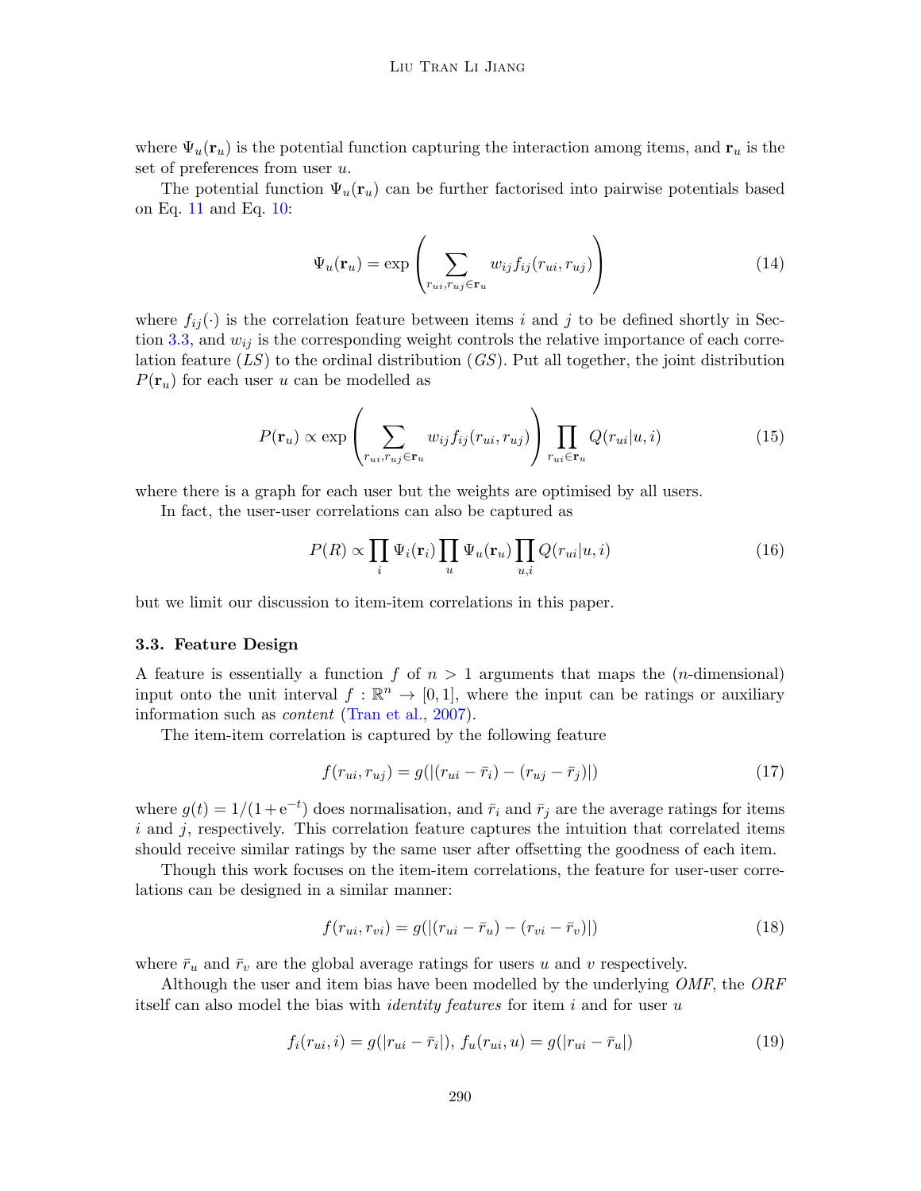where $\Psi_u(\mathbf{r}_u)$ is the potential function capturing the interaction among items, and $\mathbf{r}_u$ is the set of preferences from user $u$.

The potential function $\Psi_u(\mathbf{r}_u)$ can be further factorised into pairwise potentials based on Eq. 11 and Eq. 10:

$$\Psi_u(\mathbf{r}_u) = \exp\left(\sum_{r_{ui}, r_{uj} \in \mathbf{r}_u} w_{ij} f_{ij}(r_{ui}, r_{uj})\right) \tag{14}$$

where $f_{ij}(\cdot)$ is the correlation feature between items $i$ and $j$ to be defined shortly in Section 3.3, and $w_{ij}$ is the corresponding weight controls the relative importance of each correlation feature ($LS$) to the ordinal distribution ($GS$). Put all together, the joint distribution $P(\mathbf{r}_u)$ for each user $u$ can be modelled as

$$P(\mathbf{r}_u) \propto \exp\left(\sum_{r_{ui}, r_{uj} \in \mathbf{r}_u} w_{ij} f_{ij}(r_{ui}, r_{uj})\right) \prod_{r_{ui} \in \mathbf{r}_u} Q(r_{ui}|u, i) \tag{15}$$

where there is a graph for each user but the weights are optimised by all users.

In fact, the user-user correlations can also be captured as

$$P(R) \propto \prod_i \Psi_i(\mathbf{r}_i) \prod_u \Psi_u(\mathbf{r}_u) \prod_{u,i} Q(r_{ui}|u, i) \tag{16}$$

but we limit our discussion to item-item correlations in this paper.

### 3.3. Feature Design

A feature is essentially a function $f$ of $n > 1$ arguments that maps the ($n$-dimensional) input onto the unit interval $f : \mathbb{R}^n \to [0, 1]$, where the input can be ratings or auxiliary information such as *content* (Tran et al., 2007).

The item-item correlation is captured by the following feature

$$f(r_{ui}, r_{uj}) = g(|(r_{ui} - \bar{r}_i) - (r_{uj} - \bar{r}_j)|) \tag{17}$$

where $g(t) = 1/(1 + e^{-t})$ does normalisation, and $\bar{r}_i$ and $\bar{r}_j$ are the average ratings for items $i$ and $j$, respectively. This correlation feature captures the intuition that correlated items should receive similar ratings by the same user after offsetting the goodness of each item.

Though this work focuses on the item-item correlations, the feature for user-user correlations can be designed in a similar manner:

$$f(r_{ui}, r_{vi}) = g(|(r_{ui} - \bar{r}_u) - (r_{vi} - \bar{r}_v)|) \tag{18}$$

where $\bar{r}_u$ and $\bar{r}_v$ are the global average ratings for users $u$ and $v$ respectively.

Although the user and item bias have been modelled by the underlying *OMF*, the *ORF* itself can also model the bias with *identity features* for item $i$ and for user $u$

$$f_i(r_{ui}, i) = g(|r_{ui} - \bar{r}_i|),\ f_u(r_{ui}, u) = g(|r_{ui} - \bar{r}_u|) \tag{19}$$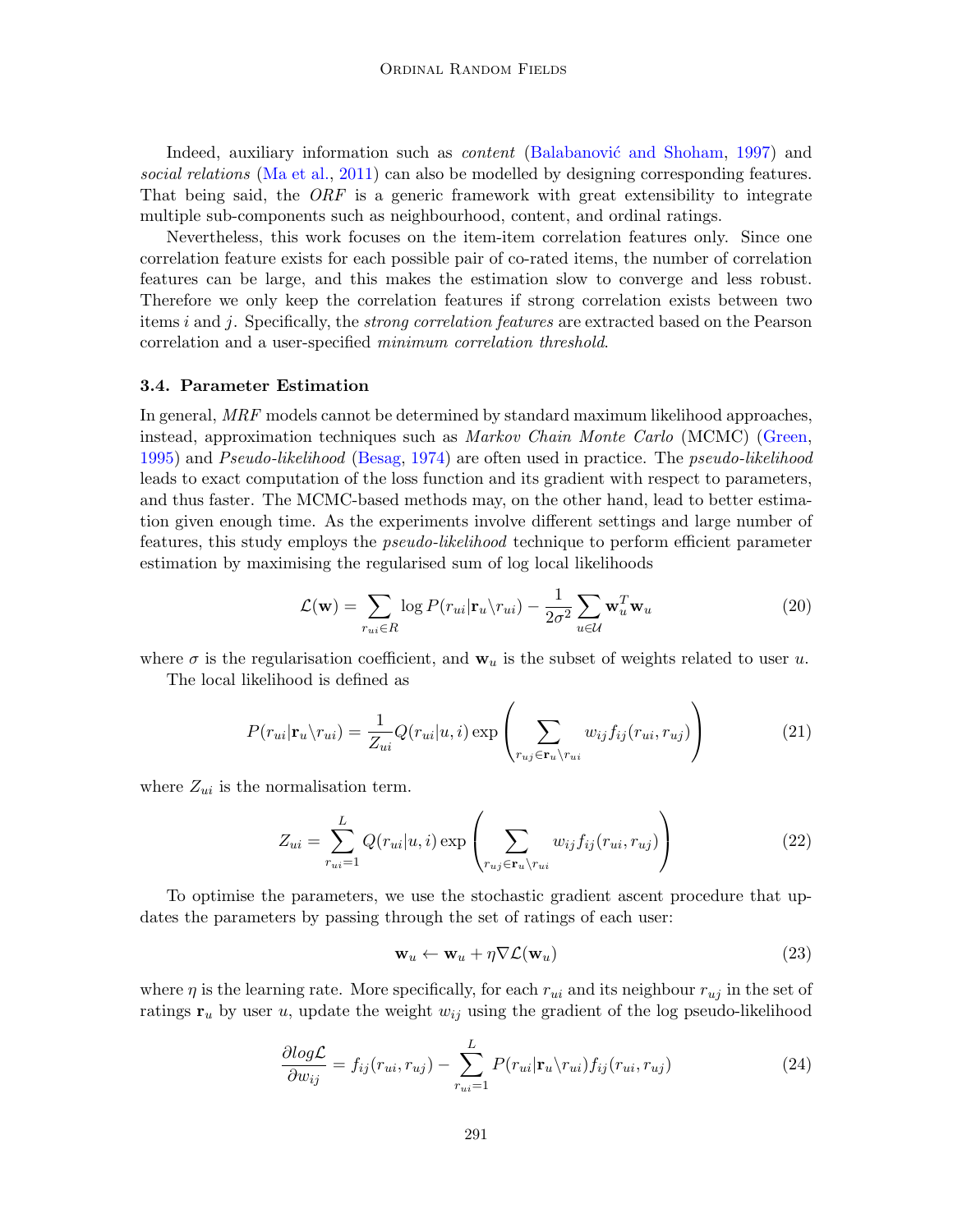Indeed, auxiliary information such as *content* (Balabanović and Shoham, 1997) and *social relations* (Ma et al., 2011) can also be modelled by designing corresponding features. That being said, the *ORF* is a generic framework with great extensibility to integrate multiple sub-components such as neighbourhood, content, and ordinal ratings.

Nevertheless, this work focuses on the item-item correlation features only. Since one correlation feature exists for each possible pair of co-rated items, the number of correlation features can be large, and this makes the estimation slow to converge and less robust. Therefore we only keep the correlation features if strong correlation exists between two items $i$ and $j$. Specifically, the *strong correlation features* are extracted based on the Pearson correlation and a user-specified *minimum correlation threshold*.

### 3.4. Parameter Estimation

In general, *MRF* models cannot be determined by standard maximum likelihood approaches, instead, approximation techniques such as *Markov Chain Monte Carlo* (MCMC) (Green, 1995) and *Pseudo-likelihood* (Besag, 1974) are often used in practice. The *pseudo-likelihood* leads to exact computation of the loss function and its gradient with respect to parameters, and thus faster. The MCMC-based methods may, on the other hand, lead to better estimation given enough time. As the experiments involve different settings and large number of features, this study employs the *pseudo-likelihood* technique to perform efficient parameter estimation by maximising the regularised sum of log local likelihoods

$$\mathcal{L}(\mathbf{w}) = \sum_{r_{ui} \in R} \log P(r_{ui}|\mathbf{r}_u \backslash r_{ui}) - \frac{1}{2\sigma^2} \sum_{u \in \mathcal{U}} \mathbf{w}_u^T \mathbf{w}_u \tag{20}$$

where $\sigma$ is the regularisation coefficient, and $\mathbf{w}_u$ is the subset of weights related to user $u$.

The local likelihood is defined as

$$P(r_{ui}|\mathbf{r}_u \backslash r_{ui}) = \frac{1}{Z_{ui}} Q(r_{ui}|u,i) \exp\left( \sum_{r_{uj} \in \mathbf{r}_u \backslash r_{ui}} w_{ij} f_{ij}(r_{ui}, r_{uj}) \right) \tag{21}$$

where $Z_{ui}$ is the normalisation term.

$$Z_{ui} = \sum_{r_{ui}=1}^{L} Q(r_{ui}|u,i) \exp\left( \sum_{r_{uj} \in \mathbf{r}_u \backslash r_{ui}} w_{ij} f_{ij}(r_{ui}, r_{uj}) \right) \tag{22}$$

To optimise the parameters, we use the stochastic gradient ascent procedure that updates the parameters by passing through the set of ratings of each user:

$$\mathbf{w}_u \leftarrow \mathbf{w}_u + \eta \nabla \mathcal{L}(\mathbf{w}_u) \tag{23}$$

where $\eta$ is the learning rate. More specifically, for each $r_{ui}$ and its neighbour $r_{uj}$ in the set of ratings $\mathbf{r}_u$ by user $u$, update the weight $w_{ij}$ using the gradient of the log pseudo-likelihood

$$\frac{\partial log \mathcal{L}}{\partial w_{ij}} = f_{ij}(r_{ui}, r_{uj}) - \sum_{r_{ui}=1}^{L} P(r_{ui}|\mathbf{r}_u \backslash r_{ui}) f_{ij}(r_{ui}, r_{uj}) \tag{24}$$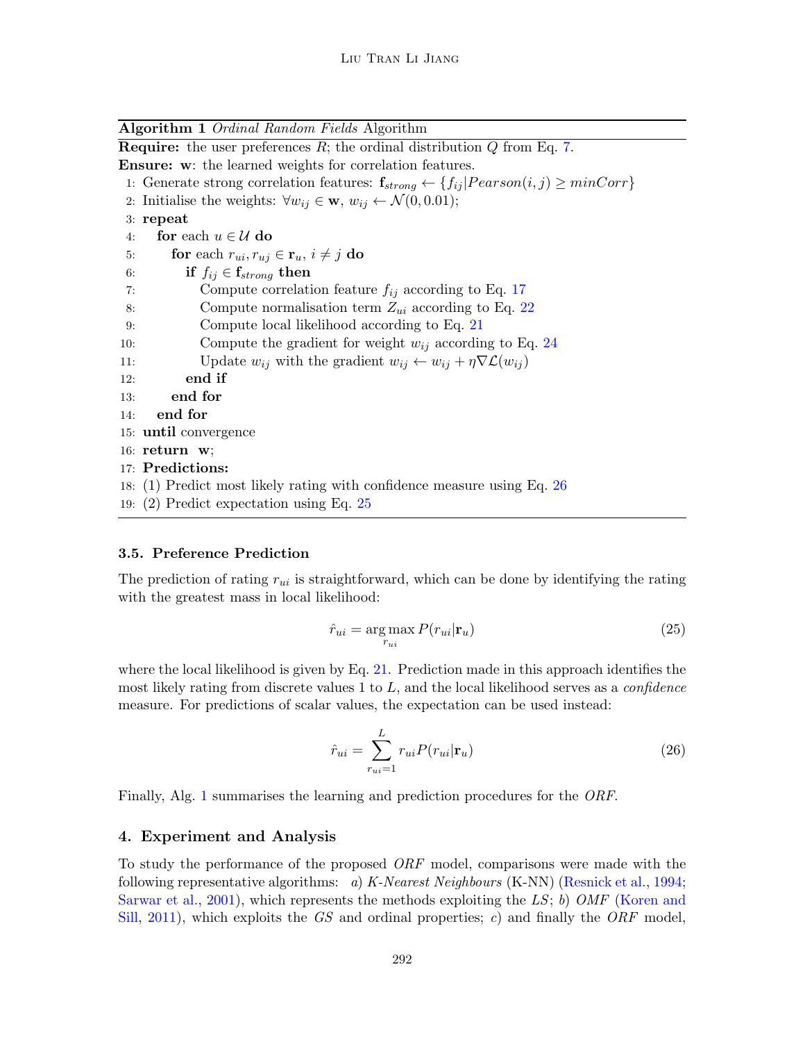**Algorithm 1** *Ordinal Random Fields* Algorithm

**Require:** the user preferences $R$; the ordinal distribution $Q$ from Eq. 7.
**Ensure:** $\mathbf{w}$: the learned weights for correlation features.

```
1: Generate strong correlation features: f_strong ← {f_ij | Pearson(i, j) ≥ minCorr}
2: Initialise the weights: ∀w_ij ∈ w, w_ij ← N(0, 0.01);
3: repeat
4:    for each u ∈ U do
5:       for each r_ui, r_uj ∈ r_u, i ≠ j do
6:          if f_ij ∈ f_strong then
7:             Compute correlation feature f_ij according to Eq. 17
8:             Compute normalisation term Z_ui according to Eq. 22
9:             Compute local likelihood according to Eq. 21
10:            Compute the gradient for weight w_ij according to Eq. 24
11:            Update w_ij with the gradient w_ij ← w_ij + η∇L(w_ij)
12:         end if
13:      end for
14:   end for
15: until convergence
16: return w;
17: Predictions:
18: (1) Predict most likely rating with confidence measure using Eq. 26
19: (2) Predict expectation using Eq. 25
```

### 3.5. Preference Prediction

The prediction of rating $r_{ui}$ is straightforward, which can be done by identifying the rating with the greatest mass in local likelihood:

$$\hat{r}_{ui} = \arg\max_{r_{ui}} P(r_{ui}|\mathbf{r}_u) \tag{25}$$

where the local likelihood is given by Eq. 21. Prediction made in this approach identifies the most likely rating from discrete values 1 to $L$, and the local likelihood serves as a *confidence* measure. For predictions of scalar values, the expectation can be used instead:

$$\hat{r}_{ui} = \sum_{r_{ui}=1}^{L} r_{ui} P(r_{ui}|\mathbf{r}_u) \tag{26}$$

Finally, Alg. 1 summarises the learning and prediction procedures for the *ORF*.

## 4. Experiment and Analysis

To study the performance of the proposed *ORF* model, comparisons were made with the following representative algorithms: *a*) *K-Nearest Neighbours* (K-NN) (Resnick et al., 1994; Sarwar et al., 2001), which represents the methods exploiting the *LS*; *b*) *OMF* (Koren and Sill, 2011), which exploits the *GS* and ordinal properties; *c*) and finally the *ORF* model,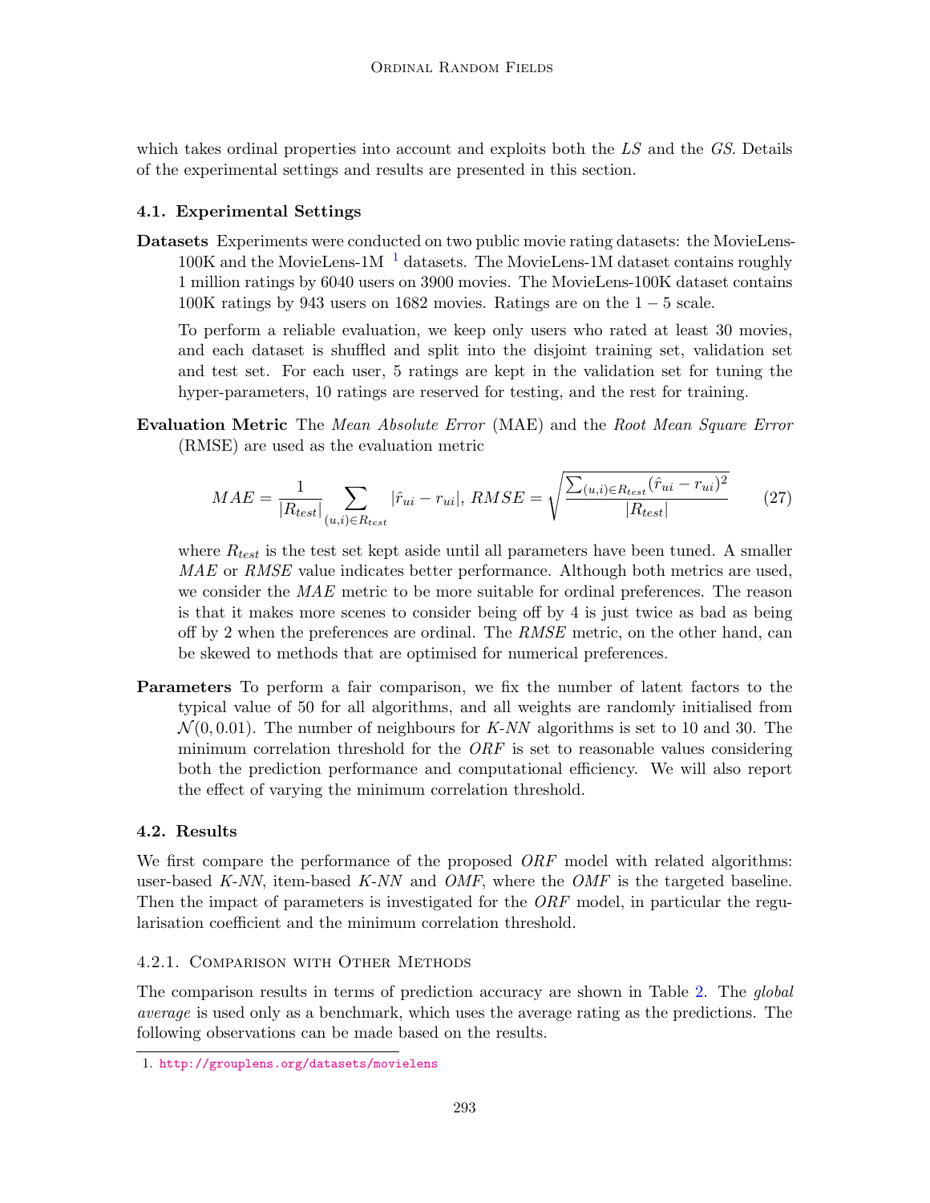which takes ordinal properties into account and exploits both the *LS* and the *GS*. Details of the experimental settings and results are presented in this section.

### 4.1. Experimental Settings

**Datasets** Experiments were conducted on two public movie rating datasets: the MovieLens-100K and the MovieLens-1M [1] datasets. The MovieLens-1M dataset contains roughly 1 million ratings by 6040 users on 3900 movies. The MovieLens-100K dataset contains 100K ratings by 943 users on 1682 movies. Ratings are on the $1-5$ scale.

To perform a reliable evaluation, we keep only users who rated at least 30 movies, and each dataset is shuffled and split into the disjoint training set, validation set and test set. For each user, 5 ratings are kept in the validation set for tuning the hyper-parameters, 10 ratings are reserved for testing, and the rest for training.

**Evaluation Metric** The *Mean Absolute Error* (MAE) and the *Root Mean Square Error* (RMSE) are used as the evaluation metric

$$MAE = \frac{1}{|R_{test}|} \sum_{(u,i) \in R_{test}} |\hat{r}_{ui} - r_{ui}|, \; RMSE = \sqrt{\frac{\sum_{(u,i) \in R_{test}} (\hat{r}_{ui} - r_{ui})^2}{|R_{test}|}} \tag{27}$$

where $R_{test}$ is the test set kept aside until all parameters have been tuned. A smaller $MAE$ or $RMSE$ value indicates better performance. Although both metrics are used, we consider the $MAE$ metric to be more suitable for ordinal preferences. The reason is that it makes more scenes to consider being off by 4 is just twice as bad as being off by 2 when the preferences are ordinal. The $RMSE$ metric, on the other hand, can be skewed to methods that are optimised for numerical preferences.

**Parameters** To perform a fair comparison, we fix the number of latent factors to the typical value of 50 for all algorithms, and all weights are randomly initialised from $\mathcal{N}(0, 0.01)$. The number of neighbours for *K-NN* algorithms is set to 10 and 30. The minimum correlation threshold for the *ORF* is set to reasonable values considering both the prediction performance and computational efficiency. We will also report the effect of varying the minimum correlation threshold.

### 4.2. Results

We first compare the performance of the proposed *ORF* model with related algorithms: user-based *K-NN*, item-based *K-NN* and *OMF*, where the *OMF* is the targeted baseline. Then the impact of parameters is investigated for the *ORF* model, in particular the regularisation coefficient and the minimum correlation threshold.

#### 4.2.1. Comparison with Other Methods

The comparison results in terms of prediction accuracy are shown in Table 2. The *global average* is used only as a benchmark, which uses the average rating as the predictions. The following observations can be made based on the results.

1. http://grouplens.org/datasets/movielens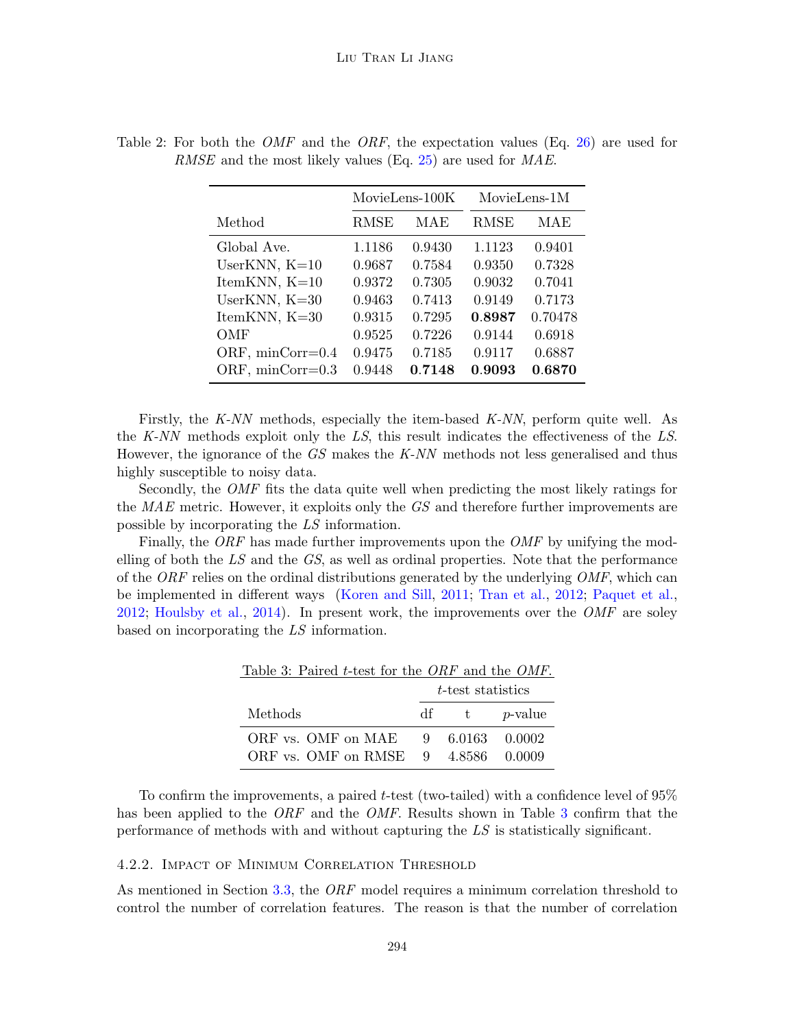Table 2: For both the *OMF* and the *ORF*, the expectation values (Eq. 26) are used for *RMSE* and the most likely values (Eq. 25) are used for *MAE*.

| | MovieLens-100K | | MovieLens-1M | |
|---|---|---|---|---|
| Method | RMSE | MAE | RMSE | MAE |
| Global Ave. | 1.1186 | 0.9430 | 1.1123 | 0.9401 |
| UserKNN, K=10 | 0.9687 | 0.7584 | 0.9350 | 0.7328 |
| ItemKNN, K=10 | 0.9372 | 0.7305 | 0.9032 | 0.7041 |
| UserKNN, K=30 | 0.9463 | 0.7413 | 0.9149 | 0.7173 |
| ItemKNN, K=30 | 0.9315 | 0.7295 | **0.8987** | 0.70478 |
| OMF | 0.9525 | 0.7226 | 0.9144 | 0.6918 |
| ORF, minCorr=0.4 | 0.9475 | 0.7185 | 0.9117 | 0.6887 |
| ORF, minCorr=0.3 | 0.9448 | **0.7148** | **0.9093** | **0.6870** |

Firstly, the *K-NN* methods, especially the item-based *K-NN*, perform quite well. As the *K-NN* methods exploit only the *LS*, this result indicates the effectiveness of the *LS*. However, the ignorance of the *GS* makes the *K-NN* methods not less generalised and thus highly susceptible to noisy data.

Secondly, the *OMF* fits the data quite well when predicting the most likely ratings for the *MAE* metric. However, it exploits only the *GS* and therefore further improvements are possible by incorporating the *LS* information.

Finally, the *ORF* has made further improvements upon the *OMF* by unifying the modelling of both the *LS* and the *GS*, as well as ordinal properties. Note that the performance of the *ORF* relies on the ordinal distributions generated by the underlying *OMF*, which can be implemented in different ways (Koren and Sill, 2011; Tran et al., 2012; Paquet et al., 2012; Houlsby et al., 2014). In present work, the improvements over the *OMF* are soley based on incorporating the *LS* information.

Table 3: Paired $t$-test for the *ORF* and the *OMF*.

| | $t$-test statistics | | |
|---|---|---|---|
| Methods | df | t | $p$-value |
| ORF vs. OMF on MAE | 9 | 6.0163 | 0.0002 |
| ORF vs. OMF on RMSE | 9 | 4.8586 | 0.0009 |

To confirm the improvements, a paired $t$-test (two-tailed) with a confidence level of 95% has been applied to the *ORF* and the *OMF*. Results shown in Table 3 confirm that the performance of methods with and without capturing the *LS* is statistically significant.

#### 4.2.2. Impact of Minimum Correlation Threshold

As mentioned in Section 3.3, the *ORF* model requires a minimum correlation threshold to control the number of correlation features. The reason is that the number of correlation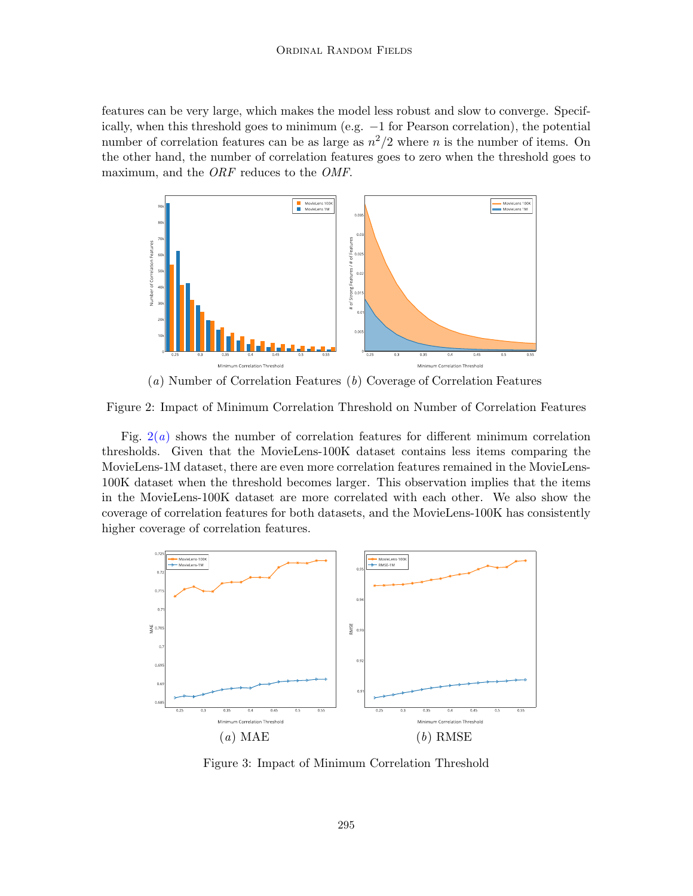features can be very large, which makes the model less robust and slow to converge. Specifically, when this threshold goes to minimum (e.g. $-1$ for Pearson correlation), the potential number of correlation features can be as large as $n^2/2$ where $n$ is the number of items. On the other hand, the number of correlation features goes to zero when the threshold goes to maximum, and the *ORF* reduces to the *OMF*.

($a$) Number of Correlation Features ($b$) Coverage of Correlation Features

Figure 2: Impact of Minimum Correlation Threshold on Number of Correlation Features

Fig. 2($a$) shows the number of correlation features for different minimum correlation thresholds. Given that the MovieLens-100K dataset contains less items comparing the MovieLens-1M dataset, there are even more correlation features remained in the MovieLens-100K dataset when the threshold becomes larger. This observation implies that the items in the MovieLens-100K dataset are more correlated with each other. We also show the coverage of correlation features for both datasets, and the MovieLens-100K has consistently higher coverage of correlation features.

($a$) MAE ($b$) RMSE

Figure 3: Impact of Minimum Correlation Threshold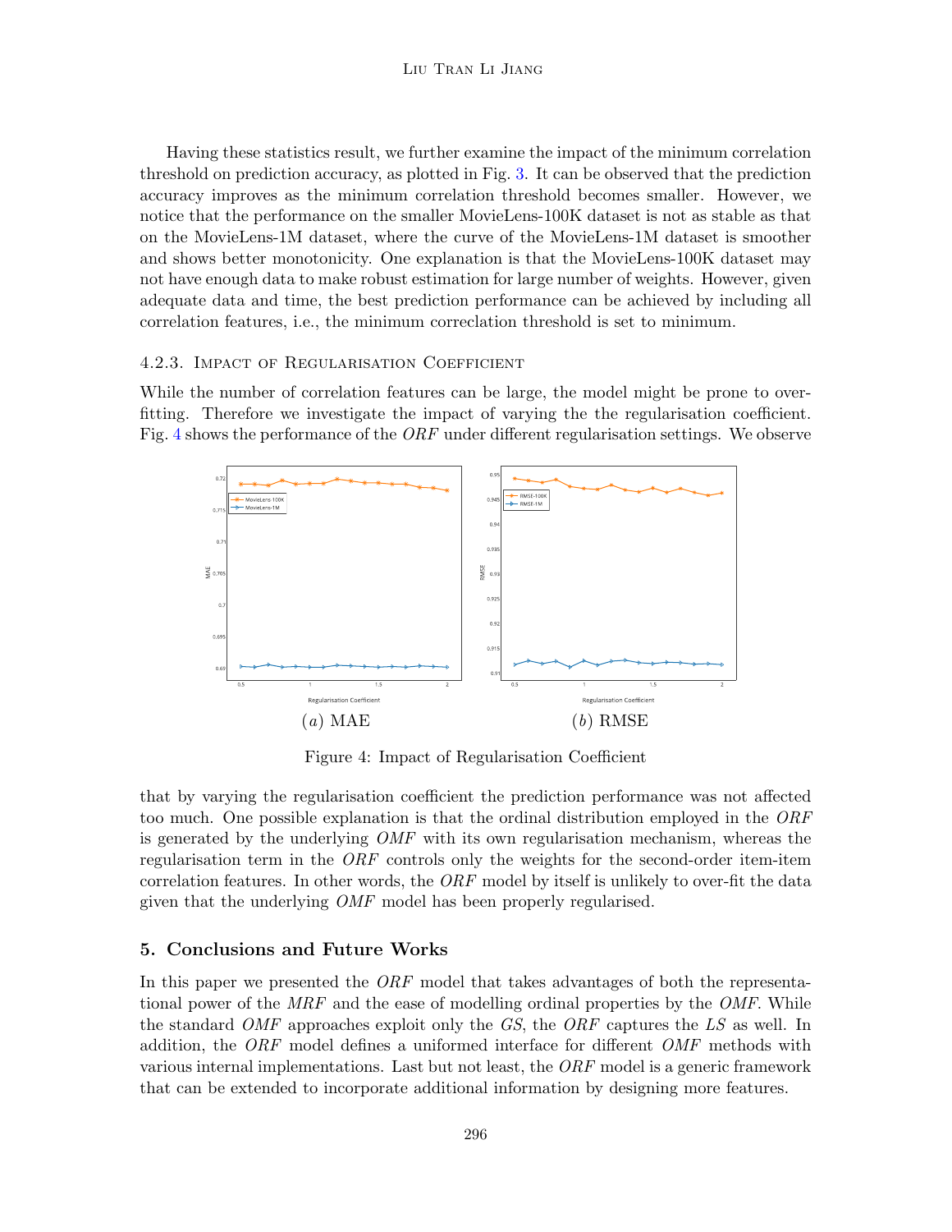Having these statistics result, we further examine the impact of the minimum correlation threshold on prediction accuracy, as plotted in Fig. 3. It can be observed that the prediction accuracy improves as the minimum correlation threshold becomes smaller. However, we notice that the performance on the smaller MovieLens-100K dataset is not as stable as that on the MovieLens-1M dataset, where the curve of the MovieLens-1M dataset is smoother and shows better monotonicity. One explanation is that the MovieLens-100K dataset may not have enough data to make robust estimation for large number of weights. However, given adequate data and time, the best prediction performance can be achieved by including all correlation features, i.e., the minimum correclation threshold is set to minimum.

### 4.2.3. Impact of Regularisation Coefficient

While the number of correlation features can be large, the model might be prone to over-fitting. Therefore we investigate the impact of varying the the regularisation coefficient. Fig. 4 shows the performance of the *ORF* under different regularisation settings. We observe that by varying the regularisation coefficient the prediction performance was not affected too much. One possible explanation is that the ordinal distribution employed in the *ORF* is generated by the underlying *OMF* with its own regularisation mechanism, whereas the regularisation term in the *ORF* controls only the weights for the second-order item-item correlation features. In other words, the *ORF* model by itself is unlikely to over-fit the data given that the underlying *OMF* model has been properly regularised.

(*a*) MAE (*b*) RMSE

Figure 4: Impact of Regularisation Coefficient

## 5. Conclusions and Future Works

In this paper we presented the *ORF* model that takes advantages of both the representational power of the *MRF* and the ease of modelling ordinal properties by the *OMF*. While the standard *OMF* approaches exploit only the *GS*, the *ORF* captures the *LS* as well. In addition, the *ORF* model defines a uniformed interface for different *OMF* methods with various internal implementations. Last but not least, the *ORF* model is a generic framework that can be extended to incorporate additional information by designing more features.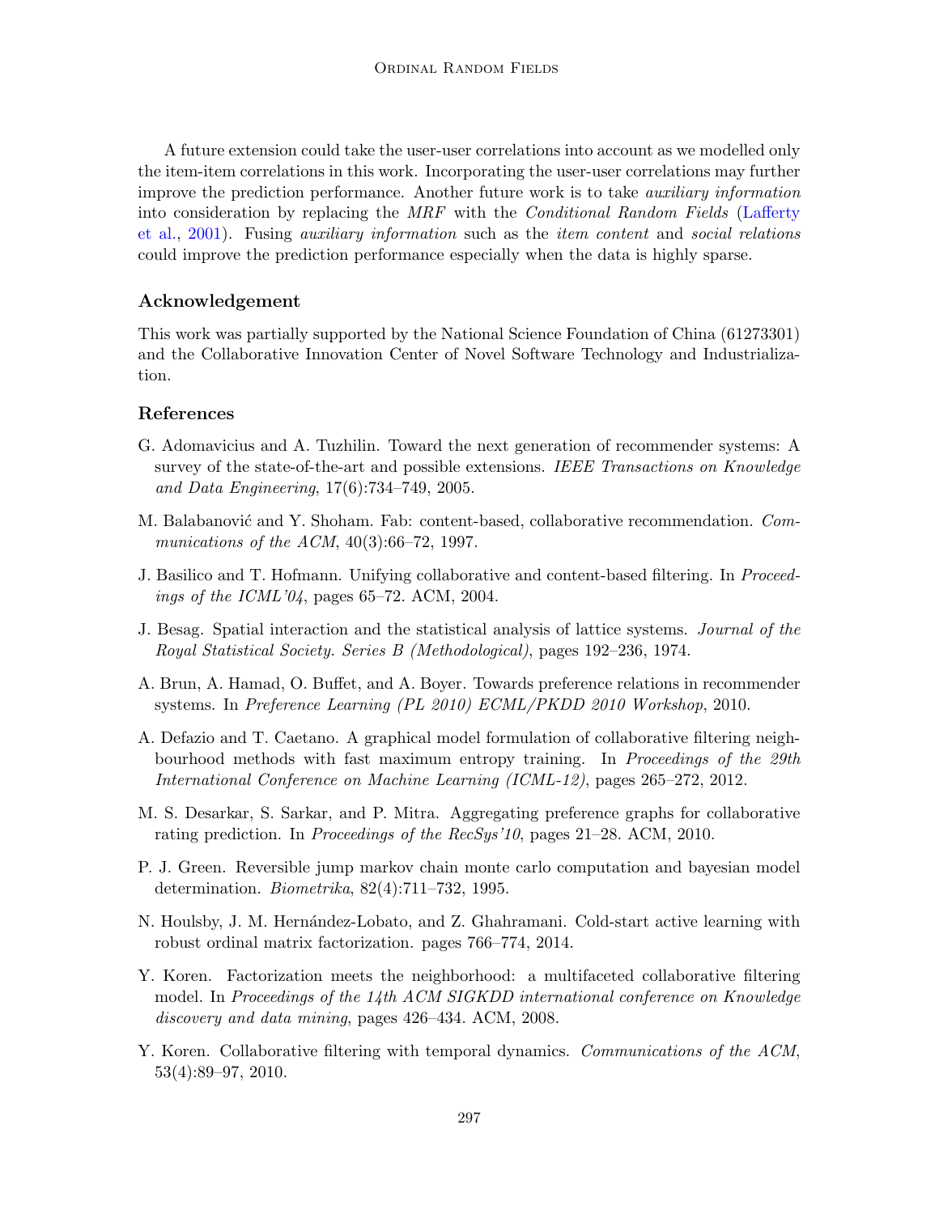A future extension could take the user-user correlations into account as we modelled only the item-item correlations in this work. Incorporating the user-user correlations may further improve the prediction performance. Another future work is to take *auxiliary information* into consideration by replacing the *MRF* with the *Conditional Random Fields* (Lafferty et al., 2001). Fusing *auxiliary information* such as the *item content* and *social relations* could improve the prediction performance especially when the data is highly sparse.

## Acknowledgement

This work was partially supported by the National Science Foundation of China (61273301) and the Collaborative Innovation Center of Novel Software Technology and Industrialization.

## References

G. Adomavicius and A. Tuzhilin. Toward the next generation of recommender systems: A survey of the state-of-the-art and possible extensions. *IEEE Transactions on Knowledge and Data Engineering*, 17(6):734–749, 2005.

M. Balabanović and Y. Shoham. Fab: content-based, collaborative recommendation. *Communications of the ACM*, 40(3):66–72, 1997.

J. Basilico and T. Hofmann. Unifying collaborative and content-based filtering. In *Proceedings of the ICML'04*, pages 65–72. ACM, 2004.

J. Besag. Spatial interaction and the statistical analysis of lattice systems. *Journal of the Royal Statistical Society. Series B (Methodological)*, pages 192–236, 1974.

A. Brun, A. Hamad, O. Buffet, and A. Boyer. Towards preference relations in recommender systems. In *Preference Learning (PL 2010) ECML/PKDD 2010 Workshop*, 2010.

A. Defazio and T. Caetano. A graphical model formulation of collaborative filtering neighbourhood methods with fast maximum entropy training. In *Proceedings of the 29th International Conference on Machine Learning (ICML-12)*, pages 265–272, 2012.

M. S. Desarkar, S. Sarkar, and P. Mitra. Aggregating preference graphs for collaborative rating prediction. In *Proceedings of the RecSys'10*, pages 21–28. ACM, 2010.

P. J. Green. Reversible jump markov chain monte carlo computation and bayesian model determination. *Biometrika*, 82(4):711–732, 1995.

N. Houlsby, J. M. Hernández-Lobato, and Z. Ghahramani. Cold-start active learning with robust ordinal matrix factorization. pages 766–774, 2014.

Y. Koren. Factorization meets the neighborhood: a multifaceted collaborative filtering model. In *Proceedings of the 14th ACM SIGKDD international conference on Knowledge discovery and data mining*, pages 426–434. ACM, 2008.

Y. Koren. Collaborative filtering with temporal dynamics. *Communications of the ACM*, 53(4):89–97, 2010.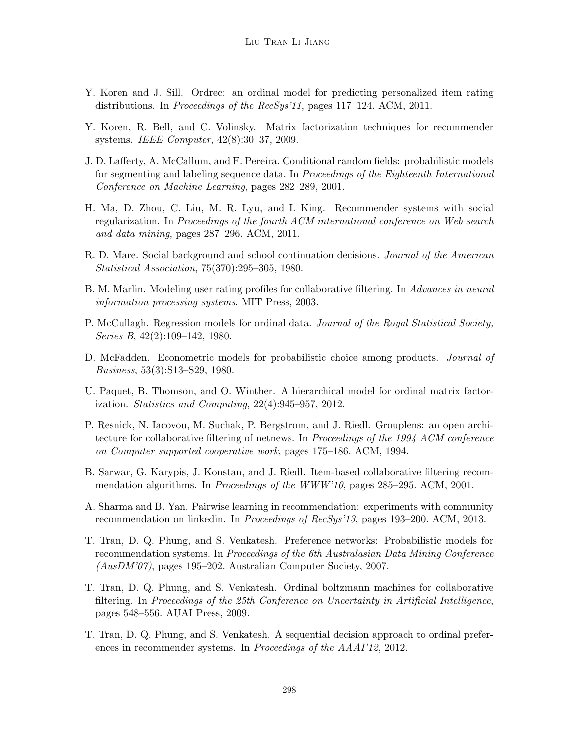Y. Koren and J. Sill. Ordrec: an ordinal model for predicting personalized item rating distributions. In *Proceedings of the RecSys'11*, pages 117–124. ACM, 2011.

Y. Koren, R. Bell, and C. Volinsky. Matrix factorization techniques for recommender systems. *IEEE Computer*, 42(8):30–37, 2009.

J. D. Lafferty, A. McCallum, and F. Pereira. Conditional random fields: probabilistic models for segmenting and labeling sequence data. In *Proceedings of the Eighteenth International Conference on Machine Learning*, pages 282–289, 2001.

H. Ma, D. Zhou, C. Liu, M. R. Lyu, and I. King. Recommender systems with social regularization. In *Proceedings of the fourth ACM international conference on Web search and data mining*, pages 287–296. ACM, 2011.

R. D. Mare. Social background and school continuation decisions. *Journal of the American Statistical Association*, 75(370):295–305, 1980.

B. M. Marlin. Modeling user rating profiles for collaborative filtering. In *Advances in neural information processing systems*. MIT Press, 2003.

P. McCullagh. Regression models for ordinal data. *Journal of the Royal Statistical Society, Series B*, 42(2):109–142, 1980.

D. McFadden. Econometric models for probabilistic choice among products. *Journal of Business*, 53(3):S13–S29, 1980.

U. Paquet, B. Thomson, and O. Winther. A hierarchical model for ordinal matrix factorization. *Statistics and Computing*, 22(4):945–957, 2012.

P. Resnick, N. Iacovou, M. Suchak, P. Bergstrom, and J. Riedl. Grouplens: an open architecture for collaborative filtering of netnews. In *Proceedings of the 1994 ACM conference on Computer supported cooperative work*, pages 175–186. ACM, 1994.

B. Sarwar, G. Karypis, J. Konstan, and J. Riedl. Item-based collaborative filtering recommendation algorithms. In *Proceedings of the WWW'10*, pages 285–295. ACM, 2001.

A. Sharma and B. Yan. Pairwise learning in recommendation: experiments with community recommendation on linkedin. In *Proceedings of RecSys'13*, pages 193–200. ACM, 2013.

T. Tran, D. Q. Phung, and S. Venkatesh. Preference networks: Probabilistic models for recommendation systems. In *Proceedings of the 6th Australasian Data Mining Conference (AusDM'07)*, pages 195–202. Australian Computer Society, 2007.

T. Tran, D. Q. Phung, and S. Venkatesh. Ordinal boltzmann machines for collaborative filtering. In *Proceedings of the 25th Conference on Uncertainty in Artificial Intelligence*, pages 548–556. AUAI Press, 2009.

T. Tran, D. Q. Phung, and S. Venkatesh. A sequential decision approach to ordinal preferences in recommender systems. In *Proceedings of the AAAI'12*, 2012.